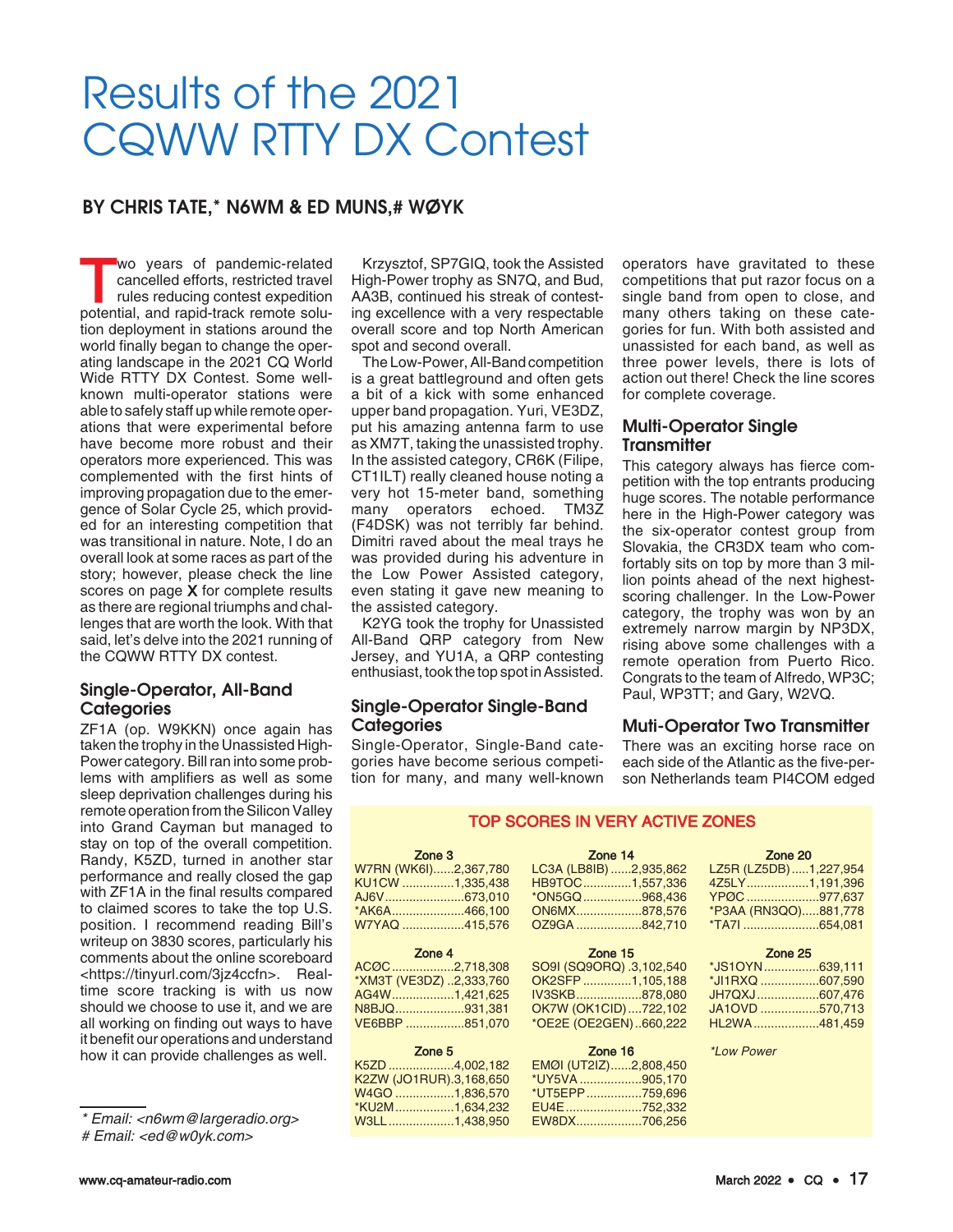# Results of the 2021 CQWW RTTY DX Contest

**BY CHRIS TATE,* N6WM & ED MUNS,# WØYK**

Two years of pandemic-related cancelled efforts, restricted travel rules reducing contest expedition potential, and rapid-track remote solution deployment in stations around the world finally began to change the operating landscape in the 2021 CQ World Wide RTTY DX Contest. Some well-known multi-operator stations were able to safely staff up while remote operations that were experimental before have become more robust and their operators more experienced. This was complemented with the first hints of improving propagation due to the emergence of Solar Cycle 25, which provided for an interesting competition that was transitional in nature. Note, I do an overall look at some races as part of the story; however, please check the line scores on page **X** for complete results as there are regional triumphs and challenges that are worth the look. With that said, let's delve into the 2021 running of the CQWW RTTY DX contest.

## Single-Operator, All-Band Categories

ZF1A (op. W9KKN) once again has taken the trophy in the Unassisted High-Power category. Bill ran into some problems with amplifiers as well as some sleep deprivation challenges during his remote operation from the Silicon Valley into Grand Cayman but managed to stay on top of the overall competition. Randy, K5ZD, turned in another star performance and really closed the gap with ZF1A in the final results compared to claimed scores to take the top U.S. position. I recommend reading Bill's writeup on 3830 scores, particularly his comments about the online scoreboard <https://tinyurl.com/3jz4ccfn>. Real-time score tracking is with us now should we choose to use it, and we are all working on finding out ways to have it benefit our operations and understand how it can provide challenges as well.

Krzysztof, SP7GIQ, took the Assisted High-Power trophy as SN7Q, and Bud, AA3B, continued his streak of contesting excellence with a very respectable overall score and top North American spot and second overall.

The Low-Power, All-Band competition is a great battleground and often gets a bit of a kick with some enhanced upper band propagation. Yuri, VE3DZ, put his amazing antenna farm to use as XM7T, taking the unassisted trophy. In the assisted category, CR6K (Filipe, CT1ILT) really cleaned house noting a very hot 15-meter band, something many operators echoed. TM3Z (F4DSK) was not terribly far behind. Dimitri raved about the meal trays he was provided during his adventure in the Low Power Assisted category, even stating it gave new meaning to the assisted category.

K2YG took the trophy for Unassisted All-Band QRP category from New Jersey, and YU1A, a QRP contesting enthusiast, took the top spot in Assisted.

## Single-Operator Single-Band Categories

Single-Operator, Single-Band categories have become serious competition for many, and many well-known operators have gravitated to these competitions that put razor focus on a single band from open to close, and many others taking on these categories for fun. With both assisted and unassisted for each band, as well as three power levels, there is lots of action out there! Check the line scores for complete coverage.

## Multi-Operator Single Transmitter

This category always has fierce competition with the top entrants producing huge scores. The notable performance here in the High-Power category was the six-operator contest group from Slovakia, the CR3DX team who comfortably sits on top by more than 3 million points ahead of the next highest-scoring challenger. In the Low-Power category, the trophy was won by an extremely narrow margin by NP3DX, rising above some challenges with a remote operation from Puerto Rico. Congrats to the team of Alfredo, WP3C; Paul, WP3TT; and Gary, W2VQ.

## Muti-Operator Two Transmitter

There was an exciting horse race on each side of the Atlantic as the five-person Netherlands team PI4COM edged

### TOP SCORES IN VERY ACTIVE ZONES

| Zone 3 | | Zone 14 | | Zone 20 | |
|---|---|---|---|---|---|
| W7RN (WK6I) | 2,367,780 | LC3A (LB8IB) | 2,935,862 | LZ5R (LZ5DB) | 1,227,954 |
| KU1CW | 1,335,438 | HB9TOC | 1,557,336 | 4Z5LY | 1,191,396 |
| AJ6V | 673,010 | *ON5GQ | 968,436 | YPØC | 977,637 |
| *AK6A | 466,100 | ON6MX | 878,576 | *P3AA (RN3QO) | 881,778 |
| W7YAQ | 415,576 | OZ9GA | 842,710 | *TA7I | 654,081 |
| **Zone 4** | | **Zone 15** | | **Zone 25** | |
| ACØC | 2,718,308 | SO9I (SQ9ORQ) | 3,102,540 | *JS1OYN | 639,111 |
| *XM3T (VE3DZ) | 2,333,760 | OK2SFP | 1,105,188 | *JI1RXQ | 607,590 |
| AG4W | 1,421,625 | IV3SKB | 878,080 | JH7QXJ | 607,476 |
| N8BJQ | 931,381 | OK7W (OK1CID) | 722,102 | JA1OVD | 570,713 |
| VE6BBP | 851,070 | *OE2E (OE2GEN) | 660,222 | HL2WA | 481,459 |
| **Zone 5** | | **Zone 16** | | | |
| K5ZD | 4,002,182 | EMØI (UT2IZ) | 2,808,450 | *Low Power* | |
| K2ZW (JO1RUR) | 3,168,650 | *UY5VA | 905,170 | | |
| W4GO | 1,836,570 | *UT5EPP | 759,696 | | |
| *KU2M | 1,634,232 | EU4E | 752,332 | | |
| W3LL | 1,438,950 | EW8DX | 706,256 | | |

\* Email: <n6wm@largeradio.org>
\# Email: <ed@w0yk.com>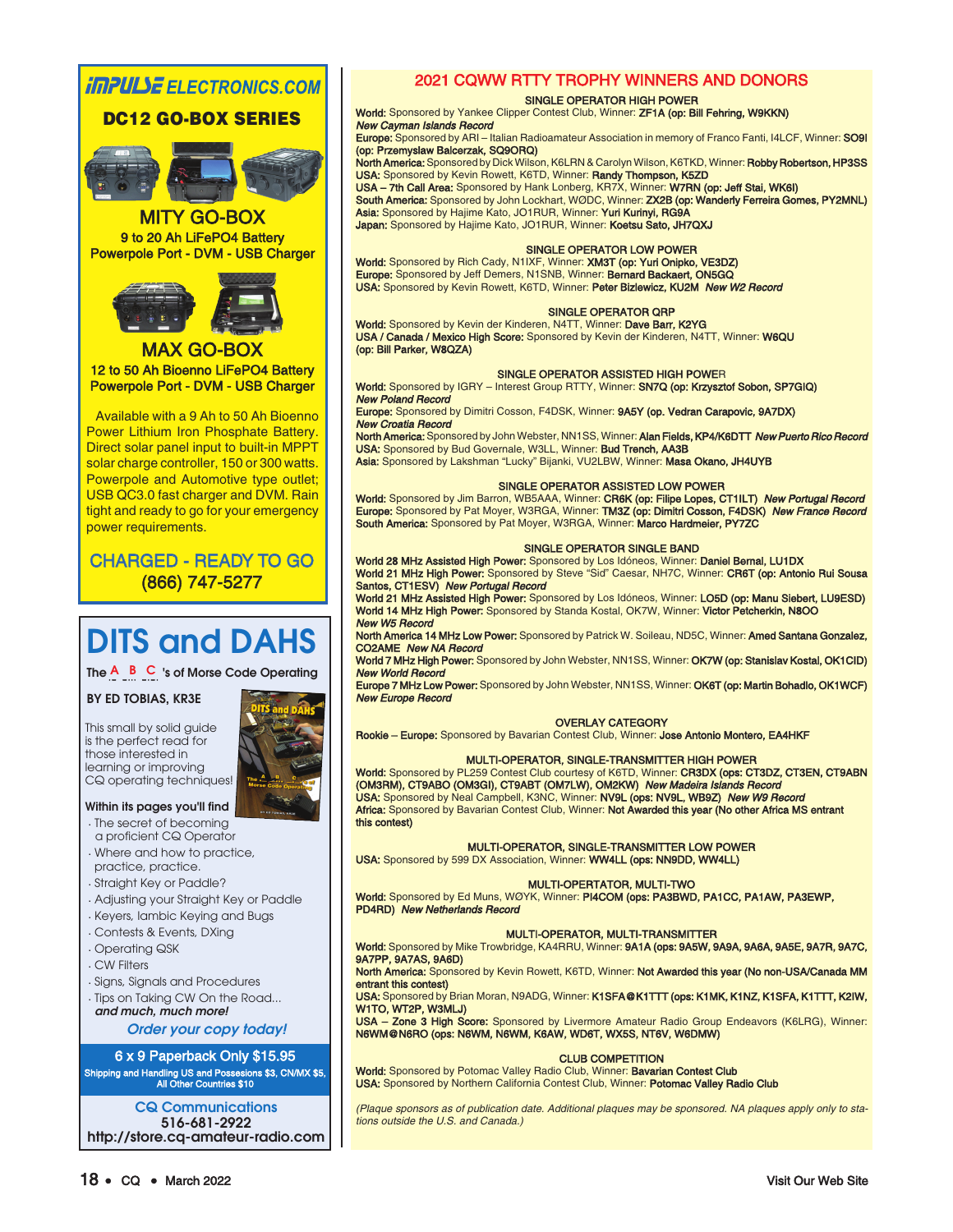# IMPULSE ELECTRONICS.COM

## DC12 GO-BOX SERIES

### MITY GO-BOX

9 to 20 Ah LiFePO4 Battery
Powerpole Port - DVM - USB Charger

### MAX GO-BOX

12 to 50 Ah Bioenno LiFePO4 Battery
Powerpole Port - DVM - USB Charger

Available with a 9 Ah to 50 Ah Bioenno Power Lithium Iron Phosphate Battery. Direct solar panel input to built-in MPPT solar charge controller, 150 or 300 watts. Powerpole and Automotive type outlet; USB QC3.0 fast charger and DVM. Rain tight and ready to go for your emergency power requirements.

**CHARGED - READY TO GO**
**(866) 747-5277**

---

# DITS and DAHS

**The A B C 's of Morse Code Operating**

**BY ED TOBIAS, KR3E**

This small by solid guide is the perfect read for those interested in learning or improving CQ operating techniques!

**Within its pages you'll find**

- The secret of becoming a proficient CQ Operator
- Where and how to practice, practice, practice.
- Straight Key or Paddle?
- Adjusting your Straight Key or Paddle
- Keyers, Iambic Keying and Bugs
- Contests & Events, DXing
- Operating QSK
- CW Filters
- Signs, Signals and Procedures
- Tips on Taking CW On the Road...

***and much, much more!***

***Order your copy today!***

**6 x 9 Paperback Only $15.95**
Shipping and Handling US and Possessions $3, CN/MX $5, All Other Countries $10

**CQ Communications**
516-681-2922
http://store.cq-amateur-radio.com

---

# 2021 CQWW RTTY TROPHY WINNERS AND DONORS

## SINGLE OPERATOR HIGH POWER

**World:** Sponsored by Yankee Clipper Contest Club, Winner: **ZF1A (op: Bill Fehring, W9KKN)**
***New Cayman Islands Record***
**Europe:** Sponsored by ARI – Italian Radioamateur Association in memory of Franco Fanti, I4LCF, Winner: **SO9I (op: Przemyslaw Balcerzak, SQ9ORQ)**
**North America:** Sponsored by Dick Wilson, K6LRN & Carolyn Wilson, K6TKD, Winner: **Robby Robertson, HP3SS**
**USA:** Sponsored by Kevin Rowett, K6TD, Winner: **Randy Thompson, K5ZD**
**USA – 7th Call Area:** Sponsored by Hank Lonberg, KR7X, Winner: **W7RN (op: Jeff Stai, WK6I)**
**South America:** Sponsored by John Lockhart, WØDC, Winner: **ZX2B (op: Wanderly Ferreira Gomes, PY2MNL)**
**Asia:** Sponsored by Hajime Kato, JO1RUR, Winner: **Yuri Kurinyi, RG9A**
**Japan:** Sponsored by Hajime Kato, JO1RUR, Winner: **Koetsu Sato, JH7QXJ**

## SINGLE OPERATOR LOW POWER

**World:** Sponsored by Rich Cady, N1IXF, Winner: **XM3T (op: Yuri Onipko, VE3DZ)**
**Europe:** Sponsored by Jeff Demers, N1SNB, Winner: **Bernard Backaert, ON5GQ**
**USA:** Sponsored by Kevin Rowett, K6TD, Winner: **Peter Bizlewicz, KU2M** ***New W2 Record***

## SINGLE OPERATOR QRP

**World:** Sponsored by Kevin der Kinderen, N4TT, Winner: **Dave Barr, K2YG**
**USA / Canada / Mexico High Score:** Sponsored by Kevin der Kinderen, N4TT, Winner: **W6QU (op: Bill Parker, W8QZA)**

## SINGLE OPERATOR ASSISTED HIGH POWER

**World:** Sponsored by IGRY – Interest Group RTTY, Winner: **SN7Q (op: Krzysztof Sobon, SP7GIQ)**
***New Poland Record***
**Europe:** Sponsored by Dimitri Cosson, F4DSK, Winner: **9A5Y (op. Vedran Carapovic, 9A7DX)**
***New Croatia Record***
**North America:** Sponsored by John Webster, NN1SS, Winner: **Alan Fields, KP4/K6DTT** ***New Puerto Rico Record***
**USA:** Sponsored by Bud Governale, W3LL, Winner: **Bud Trench, AA3B**
**Asia:** Sponsored by Lakshman "Lucky" Bijanki, VU2LBW, Winner: **Masa Okano, JH4UYB**

## SINGLE OPERATOR ASSISTED LOW POWER

**World:** Sponsored by Jim Barron, WB5AAA, Winner: **CR6K (op: Filipe Lopes, CT1ILT)** ***New Portugal Record***
**Europe:** Sponsored by Pat Moyer, W3RGA, Winner: **TM3Z (op: Dimitri Cosson, F4DSK)** ***New France Record***
**South America:** Sponsored by Pat Moyer, W3RGA, Winner: **Marco Hardmeier, PY7ZC**

## SINGLE OPERATOR SINGLE BAND

**World 28 MHz Assisted High Power:** Sponsored by Los Idóneos, Winner: **Daniel Bernal, LU1DX**
**World 21 MHz High Power:** Sponsored by Steve "Sid" Caesar, NH7C, Winner: **CR6T (op: Antonio Rui Sousa Santos, CT1ESV)** ***New Portugal Record***
**World 21 MHz Assisted High Power:** Sponsored by Los Idóneos, Winner: **LO5D (op: Manu Siebert, LU9ESD)**
**World 14 MHz High Power:** Sponsored by Standa Kostal, OK7W, Winner: **Victor Petcherkin, N8OO**
***New W5 Record***
**North America 14 MHz Low Power:** Sponsored by Patrick W. Soileau, ND5C, Winner: **Amed Santana Gonzalez, CO2AME** ***New NA Record***
**World 7 MHz High Power:** Sponsored by John Webster, NN1SS, Winner: **OK7W (op: Stanislav Kostal, OK1CID)**
***New World Record***
**Europe 7 MHz Low Power:** Sponsored by John Webster, NN1SS, Winner: **OK6T (op: Martin Bohadlo, OK1WCF)**
***New Europe Record***

## OVERLAY CATEGORY

**Rookie – Europe:** Sponsored by Bavarian Contest Club, Winner: **Jose Antonio Montero, EA4HKF**

## MULTI-OPERATOR, SINGLE-TRANSMITTER HIGH POWER

**World:** Sponsored by PL259 Contest Club courtesy of K6TD, Winner: **CR3DX (ops: CT3DZ, CT3EN, CT9ABN (OM3RM), CT9ABO (OM3GI), CT9ABT (OM7LW), OM2KW)** ***New Madeira Islands Record***
**USA:** Sponsored by Neal Campbell, K3NC, Winner: **NV9L (ops: NV9L, WB9Z)** ***New W9 Record***
**Africa:** Sponsored by Bavarian Contest Club, Winner: **Not Awarded this year (No other Africa MS entrant this contest)**

## MULTI-OPERATOR, SINGLE-TRANSMITTER LOW POWER

**USA:** Sponsored by 599 DX Association, Winner: **WW4LL (ops: NN9DD, WW4LL)**

## MULTI-OPERTATOR, MULTI-TWO

**World:** Sponsored by Ed Muns, WØYK, Winner: **PI4COM (ops: PA3BWD, PA1CC, PA1AW, PA3EWP, PD4RD)** ***New Netherlands Record***

## MULTI-OPERATOR, MULTI-TRANSMITTER

**World:** Sponsored by Mike Trowbridge, KA4RRU, Winner: **9A1A (ops: 9A5W, 9A9A, 9A6A, 9A5E, 9A7R, 9A7C, 9A7PP, 9A7AS, 9A6D)**
**North America:** Sponsored by Kevin Rowett, K6TD, Winner: **Not Awarded this year (No non-USA/Canada MM entrant this contest)**
**USA:** Sponsored by Brian Moran, N9ADG, Winner: **K1SFA@K1TTT (ops: K1MK, K1NZ, K1SFA, K1TTT, K2IW, W1TO, WT2P, W3MLJ)**
**USA – Zone 3 High Score:** Sponsored by Livermore Amateur Radio Group Endeavors (K6LRG), Winner: **N6WM@N6RO (ops: N6WM, N6WM, K6AW, WD6T, WX5S, NT6V, W6DMW)**

## CLUB COMPETITION

**World:** Sponsored by Potomac Valley Radio Club, Winner: **Bavarian Contest Club**
**USA:** Sponsored by Northern California Contest Club, Winner: **Potomac Valley Radio Club**

*(Plaque sponsors as of publication date. Additional plaques may be sponsored. NA plaques apply only to stations outside the U.S. and Canada.)*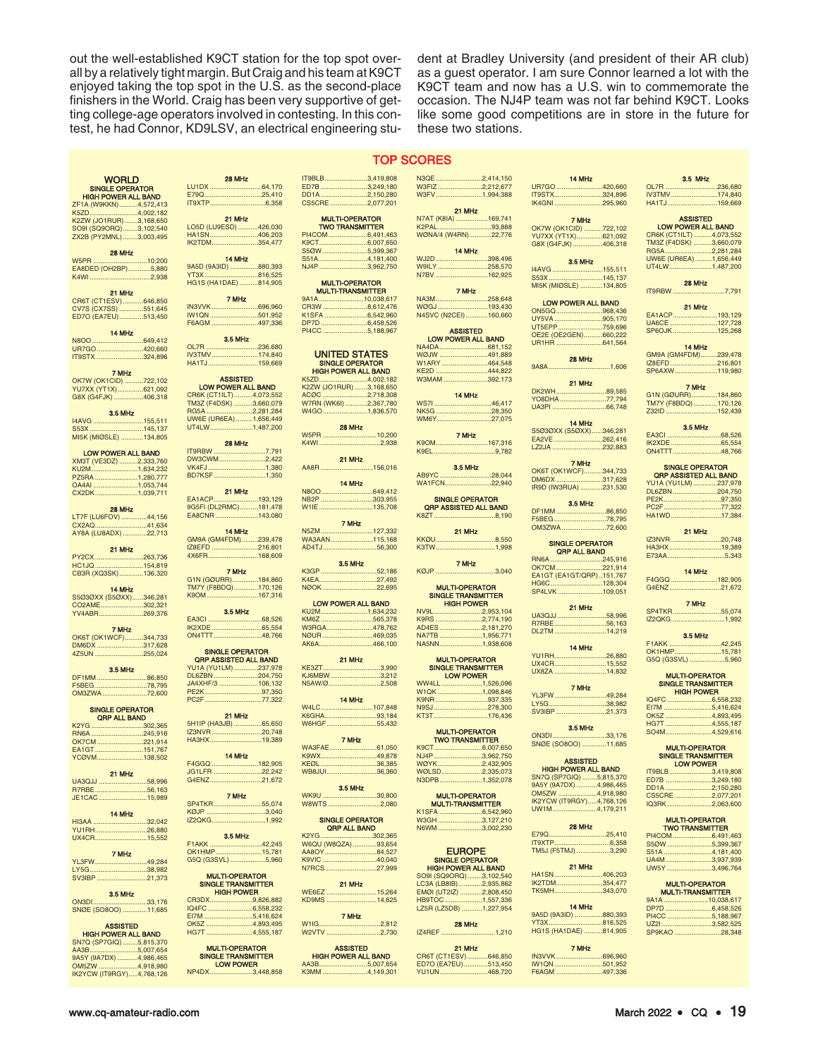out the well-established K9CT station for the top spot overall by a relatively tight margin. But Craig and his team at K9CT enjoyed taking the top spot in the U.S. as the second-place finishers in the World. Craig has been very supportive of getting college-age operators involved in contesting. In this contest, he had Connor, KD9LSV, an electrical engineering student at Bradley University (and president of their AR club) as a guest operator. I am sure Connor learned a lot with the K9CT team and now has a U.S. win to commemorate the occasion. The NJ4P team was not far behind K9CT. Looks like some good competitions are in store in the future for these two stations.

## TOP SCORES

### WORLD

**SINGLE OPERATOR HIGH POWER ALL BAND**
ZF1A (W9KKN) 4,572,413
K5ZD 4,002,182
K2ZW (JO1RUR) 3,168,650
SO9I (SQ9ORQ) 3,102,540
ZX2B (PY2MNL) 3,003,495

**28 MHz**
W5PR 10,200
EA8DED (OH2BP) 5,880
K4WI 2,938

**21 MHz**
CR6T (CT1ESV) 646,850
CV7S (CX7SS) 551,645
ED7O (EA7EU) 513,450

**14 MHz**
N8OO 649,412
UR7GO 420,660
IT9STX 324,896

**7 MHz**
OK7W (OK1CID) 722,102
YU7XX (YT1X) 621,092
G8X (G4FJK) 406,318

**3.5 MHz**
I4AVG 155,511
S53X 145,137
MI5K (MI0SLE) 134,805

**LOW POWER ALL BAND**
XM3T (VE3DZ) 2,333,760
KU2M 1,634,232
PZ5RA 1,280,777
OA4AI 1,053,744
CX2DK 1,039,711

**28 MHz**
LT7F (LU6FOV) 44,156
CX2AQ 41,634
AY8A (LU8ADX) 22,713

**21 MHz**
PY2CX 263,736
HC1JQ 154,819
CB3R (XQ3SK) 136,320

**14 MHz**
S50OXX (S5OXX) 346,281
CO2AME 302,321
YV4ABR 269,376

**7 MHz**
OK6T (OK1WCF) 344,733
DM6DX 317,628
4Z5UN 255,024

**3.5 MHz**
DF1MM 86,850
F5BEG 78,795
OM3ZWA 72,600

**SINGLE OPERATOR QRP ALL BAND**
K2YG 302,365
RN6A 245,916
OK7CM 221,914
EA1GT 151,767
YC0VM 138,502

**21 MHz**
UA3QJJ 58,996
R7RBE 56,163
JE1CAC 15,989

**14 MHz**
HI3AA 32,042
YU1RH 26,880
UX4CR 15,552

**7 MHz**
YL3FW 49,284
LY5G 38,982
SV3IBP 21,373

**3.5 MHz**
ON3DI 33,176
SN0E (SO8OO) 11,685

**ASSISTED HIGH POWER ALL BAND**
SN7Q (SP7GIQ) 5,815,370
AA3B 5,007,654
9A5Y (9A7DX) 4,986,465
OM5ZW 4,918,980
IK2YCW (IT9RGY) 4,768,126

**28 MHz**
LU1DX 64,170
E79Q 25,410
IT9XTP 6,358

**21 MHz**
LO5D (LU9ESD) 426,030
HA1SN 406,203
IK2TDM 354,477

**14 MHz**
9A5D (9A3ID) 880,393
YT3X 816,525
HG1S (HA1DAE) 814,905

**7 MHz**
IN3VVK 696,960
IW1QN 501,952
F6AGM 497,336

**3.5 MHz**
OL7R 236,680
IV3TMV 174,840
HA1TJ 159,669

**ASSISTED LOW POWER ALL BAND**
CR6K (CT1ILT) 4,073,552
TM3Z (F4DSK) 3,660,079
RG5A 2,281,284
UW6E (UR6EA) 1,656,449
UT4LW 1,487,200

**28 MHz**
IT9RBW 7,791
DW3CWM 2,422
VK4FJ 1,380
BD7KSF 1,350

**21 MHz**
EA1ACP 193,129
9G5FI (DL2RMC) 181,478
EA8CNR 143,080

**14 MHz**
GM9A (GM4FDM) 239,478
IZ8EFD 216,801
4X6FR 168,609

**7 MHz**
G1N (G0URR) 184,860
TM7Y (F8BDQ) 170,126
K9OM 167,316

**3.5 MHz**
EA3CI 68,526
IK2XDE 65,554
ON4TTT 48,766

**SINGLE OPERATOR QRP ASSISTED ALL BAND**
YU1A (YU1LM) 237,978
DL6ZBN 204,750
JA4XHF/3 106,132
PE2K 97,350
PC2F 77,322

**21 MHz**
5H1IP (HA3JB) 65,650
IZ3NVR 20,748
HA3HX 19,389

**14 MHz**
F4GGQ 182,905
JG1LFR 22,242
G4ENZ 21,672

**7 MHz**
SP4TKR 55,074
KØJP 3,040
IZ2QKG 1,992

**3.5 MHz**
F1AKK 42,245
OK1HMP 15,781
G5Q (G3SVL) 5,960

**MULTI-OPERATOR SINGLE TRANSMITTER HIGH POWER**
CR3DX 9,826,882
IQ4FC 6,558,232
EI7M 5,416,624
OK5Z 4,893,495
HG7T 4,555,187

**MULTI-OPERATOR SINGLE TRANSMITTER LOW POWER**
NP4DX 3,448,858
IT9BLB 3,419,808
ED7B 3,249,180
DD1A 2,150,280
CS5CRE 2,077,201

**MULTI-OPERATOR TWO TRANSMITTER**
PI4COM 6,491,463
K9CT 6,007,650
S50W 5,399,367
S51A 4,181,400
NJ4P 3,962,750

**MULTI-OPERATOR MULTI-TRANSMITTER**
9A1A 10,038,617
CR3W 8,612,476
K1SFA 6,542,960
DP7D 6,458,526
PI4CC 5,188,967

### UNITED STATES

**SINGLE OPERATOR HIGH POWER ALL BAND**
K5ZD 4,002,182
K2ZW (JO1RUR) 3,168,650
AC0C 2,718,308
W7RN (WK6I) 2,367,780
W4GO 1,836,570

**28 MHz**
W5PR 10,200
K4WI 2,938

**21 MHz**
AA8R 156,016

**14 MHz**
N8OO 649,412
NB2P 303,955
W1IE 135,708

**7 MHz**
N5ZM 127,332
WA3AAN 115,168
AD4TJ 56,300

**3.5 MHz**
K3GP 52,186
K4EA 27,492
N0OK 22,695

**LOW POWER ALL BAND**
KU2M 1,634,232
KM6Z 565,378
W3RGA 478,762
N0UR 469,035
AK6A 466,100

**21 MHz**
KE3ZT 3,990
KJ6MBW 3,212
N5AW/Ø 2,508

**14 MHz**
W4LC 107,848
K6GHA 93,184
W6HGF 55,432

**7 MHz**
WA3FAE 61,050
K9WX 49,878
KE0L 36,385
WB8JUI 36,360

**3.5 MHz**
WK9U 30,800
W8WTS 2,080

**SINGLE OPERATOR QRP ALL BAND**
K2YG 302,365
W6QU (W8QZA) 93,654
AA8OY 84,527
K9VIC 40,040
N7RCS 27,999

**21 MHz**
WE6EZ 15,264
KD9MS 14,625

**7 MHz**
W1IG 2,812
W2VTV 2,730

**ASSISTED HIGH POWER ALL BAND**
AA3B 5,007,654
K3MM 4,149,301
N3QE 2,414,150
W3FIZ 2,212,677
W3FV 1,994,388

**21 MHz**
N7AT (K8IA) 169,741
K2PAL 93,888
WØNA/4 (W4RN) 22,776

**14 MHz**
WJ2D 398,496
W9ILY 258,570
N7BV 162,925

**7 MHz**
NA3M 258,648
WØGJ 193,430
N4SVC (N2CEI) 160,660

**ASSISTED LOW POWER ALL BAND**
NA4DA 681,152
WØJW 491,889
W1ARY 464,548
KE2D 444,822
W3MAM 392,173

**14 MHz**
WS7I 46,417
NK5G 28,350
WM6Y 27,075

**7 MHz**
K9OM 167,316
K9EL 9,782

**3.5 MHz**
AB9YC 28,044
WA1FCN 22,940

**SINGLE OPERATOR QRP ASSISTED ALL BAND**
K8ZT 8,190

**21 MHz**
KKØU 8,550
K3TW 1,998

**7 MHz**
KØJP 3,040

**MULTI-OPERATOR SINGLE TRANSMITTER HIGH POWER**
NV9L 2,953,104
K9RS 2,774,190
AD4ES 2,181,270
NA7TB 1,956,771
NA5NN 1,938,608

**MULTI-OPERATOR SINGLE TRANSMITTER LOW POWER**
WW4LL 1,526,096
W1QK 1,098,846
K9NR 937,335
N9SJ 278,300
KT3T 176,436

**MULTI-OPERATOR TWO TRANSMITTER**
K9CT 6,007,650
NJ4P 3,962,750
WØYK 2,432,905
WØLSD 2,335,073
N3DPB 1,352,078

**MULTI-OPERATOR MULTI-TRANSMITTER**
K1SFA 6,542,960
W3GH 3,127,210
N6MM 3,002,230

### EUROPE

**SINGLE OPERATOR HIGH POWER ALL BAND**
SO9I (SQ9ORQ) 3,102,540
LC3A (LB8IB) 2,935,862
EM0I (UT2IZ) 2,808,450
HB9TOC 1,557,336
LZ5R (LZ5DB) 1,227,954

**28 MHz**
IZ4REF 1,210

**21 MHz**
CR6T (CT1ESV) 646,850
ED7O (EA7EU) 513,450
YU1UN 468,720

**14 MHz**
UR7GO 420,660
IT9STX 324,896
IK4GNI 295,960

**7 MHz**
OK7W (OK1CID) 722,102
YU7XX (YT1X) 621,092
G8X (G4FJK) 406,318

**3.5 MHz**
I4AVG 155,511
S53X 145,137
MI5K (MI0SLE) 134,805

**LOW POWER ALL BAND**
ON5GQ 968,436
UY5VA 905,170
UT5EPP 759,696
OE2E (OE2GEN) 660,222
UR1HR 641,564

**28 MHz**
9A8A 1,606

**21 MHz**
DK2WH 89,585
YO8DHA 77,794
UA3PI 66,748

**14 MHz**
S50OXX (S5OXX) 346,281
EA2VE 262,416
LZ2JA 232,883

**7 MHz**
OK6T (OK1WCF) 344,733
DM6DX 317,628
IR9D (IW3RUA) 231,530

**3.5 MHz**
DF1MM 86,850
F5BEG 78,795
OM3ZWA 72,600

**SINGLE OPERATOR QRP ALL BAND**
RN6A 245,916
OK7CM 221,914
EA1GT (EA1GT/QRP) 151,767
HG6C 128,304
SP4LVK 109,051

**21 MHz**
UA3QJJ 58,996
R7RBE 56,163
DL2TM 14,219

**14 MHz**
YU1RH 26,880
UX4CR 15,552
UX8ZA 14,832

**7 MHz**
YL3FW 49,284
LY5G 38,982
SV3IBP 21,373

**3.5 MHz**
ON3DI 33,176
SN0E (SO8OO) 11,685

**ASSISTED HIGH POWER ALL BAND**
SN7Q (SP7GIQ) 5,815,370
9A5Y (9A7DX) 4,986,465
OM5ZW 4,918,980
IK2YCW (IT9RGY) 4,768,126
UW1M 4,179,211

**28 MHz**
E79Q 25,410
IT9XTP 6,358
TM5J (F5MMJ) 3,290

**21 MHz**
HA1SN 406,203
IK2TDM 354,477
TK5MH 343,070

**14 MHz**
9A5D (9A3ID) 880,393
YT3X 816,525
HG1S (HA1DAE) 814,905

**7 MHz**
IN3VVK 696,960
IW1QN 501,952
F6AGM 497,336

**3.5 MHz**
OL7R 236,680
IV3TMV 174,840
HA1TJ 159,669

**ASSISTED LOW POWER ALL BAND**
CR6K (CT1ILT) 4,073,552
TM3Z (F4DSK) 3,660,079
RG5A 2,281,284
UW6E (UR6EA) 1,656,449
UT4LW 1,487,200

**28 MHz**
IT9RBW 7,791

**21 MHz**
EA1ACP 193,129
UA6CE 127,728
SP6OJK 125,268

**14 MHz**
GM9A (GM4FDM) 239,478
IZ8EFD 216,801
SP6AXW 119,980

**7 MHz**
G1N (G0URR) 184,860
TM7Y (F8BDQ) 170,126
Z32ID 152,439

**3.5 MHz**
EA3CI 68,526
IK2XDE 65,554
ON4TTT 48,766

**SINGLE OPERATOR QRP ASSISTED ALL BAND**
YU1A (YU1LM) 237,978
DL6ZBN 204,750
PE2K 97,350
PC2F 77,322
HA1WD 17,384

**21 MHz**
IZ3NVR 20,748
HA3HX 19,389
E73AA 5,343

**14 MHz**
F4GGQ 182,905
G4ENZ 21,672

**7 MHz**
SP4TKR 55,074
IZ2QKG 1,992

**3.5 MHz**
F1AKK 42,245
OK1HMP 15,781
G5Q (G3SVL) 5,960

**MULTI-OPERATOR SINGLE TRANSMITTER HIGH POWER**
IQ4FC 6,558,232
EI7M 5,416,624
OK5Z 4,893,495
HG7T 4,555,187
SO4M 4,529,616

**MULTI-OPERATOR SINGLE TRANSMITTER LOW POWER**
IT9BLB 3,419,808
ED7B 3,249,180
DD1A 2,150,280
CS5CRE 2,077,201
IQ3RK 2,063,600

**MULTI-OPERATOR TWO TRANSMITTER**
PI4COM 6,491,463
S50W 5,399,367
S51A 4,181,400
UA4M 3,937,939
UW5Y 3,496,764

**MULTI-OPERATOR MULTI-TRANSMITTER**
9A1A 10,038,617
DP7D 6,458,526
PI4CC 5,188,967
UZ2I 3,582,525
SP9KAO 28,348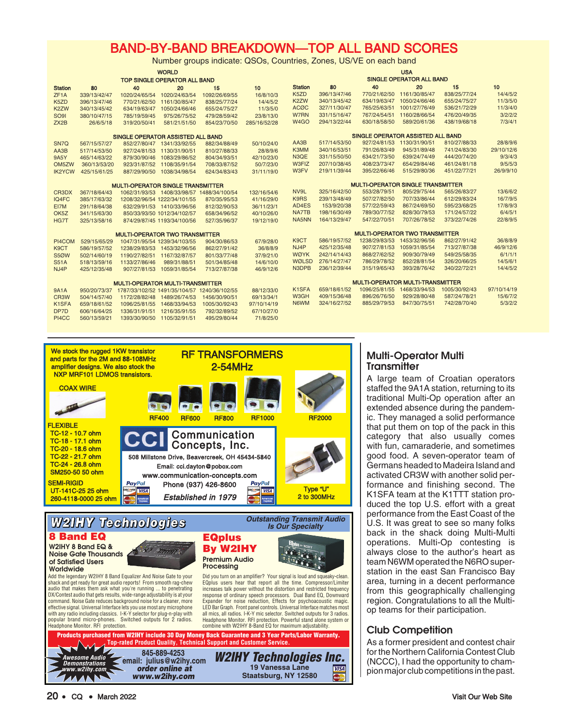# BAND-BY-BAND BREAKDOWN—TOP ALL BAND SCORES

Number groups indicate: QSOs, Countries, Zones, US/VE on each band

## WORLD

### TOP SINGLE OPERATOR ALL BAND

| Station | 80 | 40 | 20 | 15 | 10 |
|---|---|---|---|---|---|
| ZF1A | 339/13/42/47 | 1020/24/65/54 | 1020/24/63/54 | 1092/26/69/55 | 16/8/10/3 |
| K5ZD | 396/13/47/46 | 770/21/62/50 | 1161/30/85/47 | 838/25/77/24 | 14/4/5/2 |
| K2ZW | 340/13/45/42 | 634/19/63/47 | 1050/24/66/46 | 655/24/75/27 | 11/3/5/0 |
| SO9I | 380/10/47/15 | 785/19/59/45 | 975/26/75/52 | 479/28/59/42 | 23/8/13/0 |
| ZX2B | 26/6/5/18 | 319/20/50/41 | 581/21/51/50 | 854/23/70/50 | 285/16/52/28 |

### SINGLE OPERATOR ASSISTED ALL BAND

| Station | 80 | 40 | 20 | 15 | 10 |
|---|---|---|---|---|---|
| SN7Q | 567/15/57/27 | 852/27/80/47 | 1341/33/92/55 | 882/34/88/49 | 50/10/24/0 |
| AA3B | 517/14/53/50 | 927/24/81/53 | 1130/31/90/51 | 810/27/88/33 | 28/8/9/6 |
| 9A5Y | 465/14/63/22 | 879/30/90/46 | 1083/29/86/52 | 804/34/93/51 | 42/10/23/0 |
| OM5ZW | 360/13/53/20 | 923/31/87/52 | 1108/35/91/54 | 708/33/87/52 | 50/7/23/0 |
| IK2YCW | 425/15/61/25 | 887/29/90/50 | 1038/34/98/54 | 624/34/83/43 | 31/11/19/0 |

### MULTI-OPERATOR SINGLE TRANSMITTER

| Station | 80 | 40 | 20 | 15 | 10 |
|---|---|---|---|---|---|
| CR3DX | 367/18/64/43 | 1062/31/93/53 | 1408/33/98/57 | 1488/34/100/54 | 132/16/54/6 |
| IQ4FC | 385/17/63/32 | 1208/32/96/54 | 1222/34/101/55 | 870/35/95/53 | 41/16/29/0 |
| EI7M | 291/18/64/38 | 632/29/91/53 | 1410/33/96/56 | 812/32/90/53 | 36/11/23/1 |
| OK5Z | 341/15/63/30 | 850/33/93/50 | 1012/34/102/57 | 658/34/96/52 | 40/10/26/0 |
| HG7T | 325/13/58/16 | 874/29/87/45 | 1193/34/100/56 | 527/35/96/37 | 19/12/19/0 |

### MULTI-OPERATOR TWO TRANSMITTER

| Station | 80 | 40 | 20 | 15 | 10 |
|---|---|---|---|---|---|
| PI4COM | 529/15/65/29 | 1047/31/95/54 | 1239/34/103/55 | 904/30/86/53 | 67/9/28/0 |
| K9CT | 586/19/57/52 | 1238/29/83/53 | 1453/32/96/56 | 862/27/91/42 | 36/8/8/9 |
| S5ØW | 502/14/60/19 | 1190/27/82/51 | 1167/32/87/57 | 801/33/77/48 | 37/9/21/0 |
| S51A | 518/13/59/16 | 1133/27/86/46 | 989/31/88/51 | 501/34/85/48 | 14/6/10/0 |
| NJ4P | 425/12/35/48 | 907/27/81/53 | 1059/31/85/54 | 713/27/87/38 | 46/9/12/6 |

### MULTI-OPERATOR MULTI-TRANSMITTER

| Station | 80 | 40 | 20 | 15 | 10 |
|---|---|---|---|---|---|
| 9A1A | 950/20/73/37 | 1787/33/102/57 | 1491/35/104/57 | 1240/36/102/55 | 88/12/33/0 |
| CR3W | 504/14/57/40 | 1172/28/82/48 | 1489/26/74/53 | 1456/30/90/51 | 69/13/34/1 |
| K1SFA | 659/18/61/52 | 1096/25/81/55 | 1468/33/94/53 | 1005/30/92/43 | 97/10/14/19 |
| DP7D | 606/16/64/25 | 1336/31/91/55 | 1216/35/91/55 | 792/32/89/52 | 67/10/27/0 |
| PI4CC | 560/13/59/21 | 1393/30/90/50 | 1105/32/91/51 | 495/29/80/44 | 71/8/25/0 |

## USA

### SINGLE OPERATOR ALL BAND

| Station | 80 | 40 | 20 | 15 | 10 |
|---|---|---|---|---|---|
| K5ZD | 396/13/47/46 | 770/21/62/50 | 1161/30/85/47 | 838/25/77/24 | 14/4/5/2 |
| K2ZW | 340/13/45/42 | 634/19/63/47 | 1050/24/66/46 | 655/24/75/27 | 11/3/5/0 |
| ACØC | 327/11/30/47 | 765/25/63/51 | 1001/27/76/49 | 536/21/72/29 | 11/3/4/0 |
| W7RN | 331/15/16/47 | 767/24/54/51 | 1160/28/66/54 | 476/20/49/35 | 3/2/2/2 |
| W4GO | 294/13/22/44 | 630/18/58/50 | 589/20/61/36 | 438/19/68/18 | 7/3/4/1 |

### SINGLE OPERATOR ASSISTED ALL BAND

| Station | 80 | 40 | 20 | 15 | 10 |
|---|---|---|---|---|---|
| AA3B | 517/14/53/50 | 927/24/81/53 | 1130/31/90/51 | 810/27/88/33 | 28/8/9/6 |
| K3MM | 340/16/53/51 | 791/26/83/49 | 945/31/89/48 | 741/24/83/30 | 29/10/12/6 |
| N3QE | 331/15/50/50 | 634/21/73/50 | 639/24/74/49 | 444/20/74/20 | 9/3/4/3 |
| W3FIZ | 207/10/38/45 | 408/23/73/47 | 654/29/84/46 | 461/24/81/18 | 9/5/5/3 |
| W3FV | 219/11/39/44 | 395/22/66/46 | 515/29/80/36 | 451/22/77/21 | 26/9/9/10 |

### MULTI-OPERATOR SINGLE TRANSMITTER

| Station | 80 | 40 | 20 | 15 | 10 |
|---|---|---|---|---|---|
| NV9L | 325/16/42/50 | 553/28/79/51 | 805/29/75/44 | 565/26/83/27 | 13/6/6/2 |
| K9RS | 239/13/48/49 | 507/27/82/50 | 707/33/86/44 | 612/29/83/24 | 16/7/9/5 |
| AD4ES | 153/9/20/38 | 577/22/59/43 | 867/24/69/50 | 595/23/68/25 | 17/8/9/3 |
| NA7TB | 198/16/30/49 | 789/30/77/52 | 828/30/79/53 | 171/24/57/22 | 6/4/5/1 |
| NA5NN | 164/13/29/47 | 547/22/70/51 | 707/26/78/52 | 373/22/74/26 | 22/8/9/5 |

### MULTI-OPERATOR TWO TRANSMITTER

| Station | 80 | 40 | 20 | 15 | 10 |
|---|---|---|---|---|---|
| K9CT | 586/19/57/52 | 1238/29/83/53 | 1453/32/96/56 | 862/27/91/42 | 36/8/8/9 |
| NJ4P | 425/12/35/48 | 907/27/81/53 | 1059/31/85/54 | 713/27/87/38 | 46/9/12/6 |
| WØYK | 242/14/14/43 | 868/27/62/52 | 909/30/79/49 | 549/25/58/35 | 6/1/1/1 |
| WØLSD | 276/14/27/47 | 786/29/78/52 | 852/28/81/54 | 326/20/66/25 | 14/5/6/1 |
| N3DPB | 236/12/39/44 | 315/19/65/43 | 393/28/76/42 | 340/22/72/21 | 14/4/5/2 |

### MULTI-OPERATOR MULTI-TRANSMITTER

| Station | 80 | 40 | 20 | 15 | 10 |
|---|---|---|---|---|---|
| K1SFA | 659/18/61/52 | 1096/25/81/55 | 1468/33/94/53 | 1005/30/92/43 | 97/10/14/19 |
| W3GH | 409/15/36/48 | 896/26/76/50 | 929/28/80/48 | 587/24/78/21 | 15/6/7/2 |
| N6WM | 324/16/27/52 | 885/29/79/53 | 847/30/75/51 | 742/28/70/40 | 5/3/2/2 |

---

We stock the rugged 1KW transistor and parts for the 2M and 88-108MHz amplifier designs. We also stock the NXP MRF101 LDMOS transistors.

**RF TRANSFORMERS 2-54MHz**

RF400 RF600 RF800 RF1000 RF2000

COAX WIRE

FLEXIBLE
TC-12 - 10.7 ohm
TC-18 - 17.1 ohm
TC-20 - 18.6 ohm
TC-22 - 21.7 ohm
TC-24 - 26.8 ohm
SM250-50 50 ohm

SEMI-RIGID
UT-141C-25 25 ohm
260-4118-0000 25 ohm

**CCI Communication Concepts, Inc.**
508 Millstone Drive, Beavercreek, OH 45434-5840
Email: cci.dayton@pobox.com
www.communication-concepts.com
Phone (937) 426-8600
*Established in 1979*

Type "U" 2 to 300MHz

---

**W2IHY Technologies**

*Outstanding Transmit Audio Is Our Specialty*

**8 Band EQ**
W2IHY 8 Band EQ & Noise Gate Thousands of Satisfied Users Worldwide

Add the legendary W2IHY 8 Band Equalizer And Noise Gate to your shack and get ready for great audio reports! From smooth rag-chew audio that makes them ask what you're running ... to penetrating DX/Contest audio that gets results, wide-range adjustability is at your command. Noise Gate reduces background noise for a cleaner, more effective signal. Universal Interface lets you use most any microphone with any radio including classics. I-K-Y selector for plug-n-play with popular brand micro-phones. Switched outputs for 2 radios. Headphone Monitor. RFI protection.

**EQplus By W2IHY**
Premium Audio Processing

Did you turn on an amplifier? Your signal is loud and squeaky-clean. EQplus users hear that report all the time. Compressor/Limiter increases talk power without the distortion and restricted frequency response of ordinary speech processors. Dual Band EQ, Downward Expander for noise reduction, Effects for psychoacoustic magic. LED Bar Graph. Front panel controls. Universal Interface matches most all mics, all radios. I-K-Y mic selector. Switched outputs for 3 radios. Headphone Monitor. RFI protection. Powerful stand alone system or combine with W2IHY 8-Band EQ for maximum adjustability.

**Products purchased from W2IHY include 30 Day Money Back Guarantee and 3 Year Parts/Labor Warranty. Top-rated Product Quality, Technical Support and Customer Service.**

*Awesome Audio Demonstrations www.w2ihy.com*

845-889-4253
email: julius@w2ihy.com
*order online at www.w2ihy.com*

**W2IHY Technologies Inc.**
19 Vanessa Lane
Staatsburg, NY 12580

---

## Multi-Operator Multi Transmitter

A large team of Croatian operators staffed the 9A1A station, returning to its traditional Multi-Op operation after an extended absence during the pandemic. They managed a solid performance that put them on top of the pack in this category that also usually comes with fun, camaraderie, and sometimes good food. A seven-operator team of Germans headed to Madeira Island and activated CR3W with another solid performance and finishing second. The K1SFA team at the K1TTT station produced the top U.S. effort with a great performance from the East Coast of the U.S. It was great to see so many folks back in the shack doing Multi-Multi operations. Multi-Op contesting is always close to the author's heart as team N6WM operated the N6RO superstation in the east San Francisco Bay area, turning in a decent performance from this geographically challenging region. Congratulations to all the Multi-op teams for their participation.

## Club Competition

As a former president and contest chair for the Northern California Contest Club (NCCC), I had the opportunity to champion major club competitions in the past.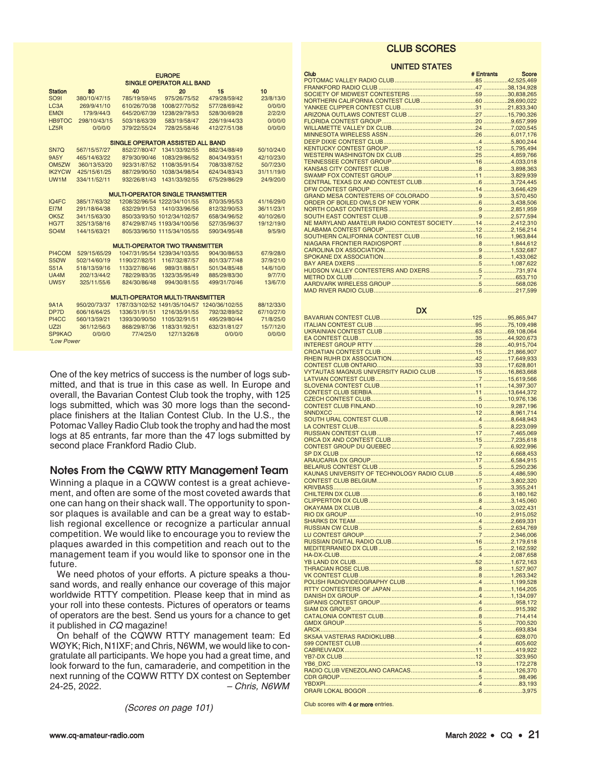## EUROPE

### SINGLE OPERATOR ALL BAND

| Station | 80 | 40 | 20 | 15 | 10 |
|---|---|---|---|---|---|
| SO9I | 380/10/47/15 | 785/19/59/45 | 975/26/75/52 | 479/28/59/42 | 23/8/13/0 |
| LC3A | 269/9/41/10 | 610/26/70/38 | 1008/27/70/52 | 577/28/69/42 | 0/0/0/0 |
| EMØI | 179/9/44/3 | 645/20/67/39 | 1238/29/79/53 | 528/30/69/28 | 2/2/2/0 |
| HB9TOC | 298/10/43/15 | 503/18/63/39 | 583/19/58/47 | 226/19/44/33 | 0/0/0/0 |
| LZ5R | 0/0/0/0 | 379/22/55/24 | 728/25/58/46 | 412/27/51/38 | 0/0/0/0 |

### SINGLE OPERATOR ASSISTED ALL BAND

| Station | 80 | 40 | 20 | 15 | 10 |
|---|---|---|---|---|---|
| SN7Q | 567/15/57/27 | 852/27/80/47 | 1341/33/92/55 | 882/34/88/49 | 50/10/24/0 |
| 9A5Y | 465/14/63/22 | 879/30/90/46 | 1083/29/86/52 | 804/34/93/51 | 42/10/23/0 |
| OM5ZW | 360/13/53/20 | 923/31/87/52 | 1108/35/91/54 | 708/33/87/52 | 50/7/23/0 |
| IK2YCW | 425/15/61/25 | 887/29/90/50 | 1038/34/98/54 | 624/34/83/43 | 31/11/19/0 |
| UW1M | 334/11/52/11 | 932/26/81/43 | 1431/33/92/55 | 675/29/86/29 | 24/9/20/0 |

### MULTI-OPERATOR SINGLE TRANSMITTER

| Station | 80 | 40 | 20 | 15 | 10 |
|---|---|---|---|---|---|
| IQ4FC | 385/17/63/32 | 1208/32/96/54 | 1222/34/101/55 | 870/35/95/53 | 41/16/29/0 |
| EI7M | 291/18/64/38 | 632/29/91/53 | 1410/33/96/56 | 812/32/90/53 | 36/11/23/1 |
| OK5Z | 341/15/63/30 | 850/33/93/50 | 1012/34/102/57 | 658/34/96/52 | 40/10/26/0 |
| HG7T | 325/13/58/16 | 874/29/87/45 | 1193/34/100/56 | 527/35/96/37 | 19/12/19/0 |
| SO4M | 144/15/63/21 | 805/33/96/50 | 1115/34/105/55 | 590/34/95/48 | 9/5/9/0 |

### MULTI-OPERATOR TWO TRANSMITTER

| Station | 80 | 40 | 20 | 15 | 10 |
|---|---|---|---|---|---|
| PI4COM | 529/15/65/29 | 1047/31/95/54 | 1239/34/103/55 | 904/30/86/53 | 67/9/28/0 |
| S5ØW | 502/14/60/19 | 1190/27/82/51 | 1167/32/87/57 | 801/33/77/48 | 37/9/21/0 |
| S51A | 518/13/59/16 | 1133/27/86/46 | 989/31/88/51 | 501/34/85/48 | 14/6/10/0 |
| UA4M | 202/13/44/2 | 782/29/83/35 | 1323/35/95/49 | 885/29/83/30 | 9/7/7/0 |
| UW5Y | 325/11/55/6 | 824/30/86/48 | 994/30/81/55 | 499/31/70/46 | 13/6/7/0 |

### MULTI-OPERATOR MULTI-TRANSMITTER

| Station | 80 | 40 | 20 | 15 | 10 |
|---|---|---|---|---|---|
| 9A1A | 950/20/73/37 | 1787/33/102/52 | 1491/35/104/57 | 1240/36/102/55 | 88/12/33/0 |
| DP7D | 606/16/64/25 | 1336/31/91/51 | 1216/35/91/55 | 792/32/89/52 | 67/10/27/0 |
| PI4CC | 560/13/59/21 | 1393/30/90/50 | 1105/32/91/51 | 495/29/80/44 | 71/8/25/0 |
| UZ2I | 361/12/56/3 | 868/29/87/36 | 1183/31/92/51 | 632/31/81/27 | 15/7/12/0 |
| SP9KAO | 0/0/0/0 | 77/4/25/0 | 127/13/26/8 | 0/0/0/0 | 0/0/0/0 |

*Low Power

One of the key metrics of success is the number of logs submitted, and that is true in this case as well. In Europe and overall, the Bavarian Contest Club took the trophy, with 125 logs submitted, which was 30 more logs than the second-place finishers at the Italian Contest Club. In the U.S., the Potomac Valley Radio Club took the trophy and had the most logs at 85 entrants, far more than the 47 logs submitted by second place Frankford Radio Club.

## Notes From the CQWW RTTY Management Team

Winning a plaque in a CQWW contest is a great achievement, and often are some of the most coveted awards that one can hang on their shack wall. The opportunity to sponsor plaques is available and can be a great way to establish regional excellence or recognize a particular annual competition. We would like to encourage you to review the plaques awarded in this competition and reach out to the management team if you would like to sponsor one in the future.

We need photos of your efforts. A picture speaks a thousand words, and really enhance our coverage of this major worldwide RTTY competition. Please keep that in mind as your roll into these contests. Pictures of operators or teams of operators are the best. Send us yours for a chance to get it published in *CQ* magazine!

On behalf of the CQWW RTTY management team: Ed WØYK; Rich, N1IXF; and Chris, N6WM, we would like to congratulate all participants. We hope you had a great time, and look forward to the fun, camaraderie, and competition in the next running of the CQWW RTTY DX contest on September 24-25, 2022. *– Chris, N6WM*

*(Scores on page 101)*

## CLUB SCORES

### UNITED STATES

| Club | # Entrants | Score |
|---|---|---|
| POTOMAC VALLEY RADIO CLUB | 85 | 42,525,469 |
| FRANKFORD RADIO CLUB | 47 | 38,134,928 |
| SOCIETY OF MIDWEST CONTESTERS | 59 | 30,838,265 |
| NORTHERN CALIFORNIA CONTEST CLUB | 60 | 28,690,022 |
| YANKEE CLIPPER CONTEST CLUB | 31 | 21,833,340 |
| ARIZONA OUTLAWS CONTEST CLUB | 27 | 15,790,326 |
| FLORIDA CONTEST GROUP | 20 | 9,657,999 |
| WILLAMETTE VALLEY DX CLUB | 24 | 7,020,545 |
| MINNESOTA WIRELESS ASSN | 26 | 6,017,176 |
| DEEP DIXIE CONTEST CLUB | 4 | 5,800,244 |
| KENTUCKY CONTEST GROUP | 12 | 5,795,494 |
| WESTERN WASHINGTON DX CLUB | 25 | 4,859,766 |
| TENNESSEE CONTEST GROUP | 16 | 4,033,018 |
| KANSAS CITY CONTEST CLUB | 8 | 3,898,363 |
| SWAMP FOX CONTEST GROUP | 11 | 3,829,939 |
| CENTRAL TEXAS DX AND CONTEST CLUB | 6 | 3,724,445 |
| DFW CONTEST GROUP | 14 | 3,646,429 |
| GRAND MESA CONTESTERS OF COLORADO | 9 | 3,570,450 |
| ORDER OF BOILED OWLS OF NEW YORK | 6 | 3,438,506 |
| NORTH COAST CONTESTERS | 9 | 2,851,959 |
| SOUTH EAST CONTEST CLUB | 9 | 2,577,594 |
| NE MARYLAND AMATEUR RADIO CONTEST SOCIETY | 14 | 2,412,310 |
| ALABAMA CONTEST GROUP | 12 | 2,156,214 |
| SOUTHERN CALIFORNIA CONTEST CLUB | 16 | 1,963,844 |
| NIAGARA FRONTIER RADIOSPORT | 8 | 1,844,612 |
| CAROLINA DX ASSOCIATION | 9 | 1,532,687 |
| SPOKANE DX ASSOCIATION | 8 | 1,433,062 |
| BAY AREA DXERS | 9 | 1,087,622 |
| HUDSON VALLEY CONTESTERS AND DXERS | 5 | 731,974 |
| METRO DX CLUB | 7 | 653,710 |
| AARDVARK WIRELESS GROUP | 5 | 568,026 |
| MAD RIVER RADIO CLUB | 6 | 217,599 |

### DX

| Club | # Entrants | Score |
|---|---|---|
| BAVARIAN CONTEST CLUB | 125 | 95,865,947 |
| ITALIAN CONTEST CLUB | 95 | 75,109,498 |
| UKRAINIAN CONTEST CLUB | 63 | 69,108,064 |
| EA CONTEST CLUB | 35 | 44,920,673 |
| INTEREST GROUP RTTY | 28 | 40,915,704 |
| CROATIAN CONTEST CLUB | 15 | 21,866,907 |
| RHEIN RUHR DX ASSOCIATION | 42 | 17,649,933 |
| CONTEST CLUB ONTARIO | 33 | 17,628,801 |
| VYTAUTAS MAGNUS UNIVERSITY RADIO CLUB | 15 | 16,863,668 |
| LATVIAN CONTEST CLUB | 7 | 15,619,566 |
| SLOVENIA CONTEST CLUB | 11 | 14,397,307 |
| CONTEST CLUB SERBIA | 11 | 13,644,372 |
| CZECH CONTEST CLUB | 5 | 10,976,136 |
| CONTEST CLUB FINLAND | 10 | 9,287,196 |
| 5NNDXCC | 12 | 8,961,714 |
| SOUTH URAL CONTEST CLUB | 4 | 8,648,943 |
| LA CONTEST CLUB | 5 | 8,223,099 |
| RUSSIAN CONTEST CLUB | 17 | 7,465,069 |
| ORCA DX AND CONTEST CLUB | 15 | 7,235,618 |
| CONTEST GROUP DU QUEBEC | 7 | 6,922,996 |
| SP DX CLUB | 12 | 6,668,453 |
| ARAUCARIA DX GROUP | 17 | 6,584,915 |
| BELARUS CONTEST CLUB | 5 | 5,250,236 |
| KAUNAS UNIVERSITY OF TECHNOLOGY RADIO CLUB | 5 | 4,486,590 |
| CONTEST CLUB BELGIUM | 17 | 3,802,320 |
| KRIVBASS | 5 | 3,355,241 |
| CHILTERN DX CLUB | 6 | 3,180,162 |
| CLIPPERTON DX CLUB | 8 | 3,145,060 |
| OKAYAMA DX CLUB | 4 | 3,022,431 |
| RIO DX GROUP | 10 | 2,915,052 |
| SHARKS DX TEAM | 4 | 2,669,331 |
| RUSSIAN CW CLUB | 5 | 2,634,769 |
| LU CONTEST GROUP | 7 | 2,346,006 |
| RUSSIAN DIGITAL RADIO CLUB | 16 | 2,179,618 |
| MEDITERRANEO DX CLUB | 5 | 2,162,592 |
| HA-DX-CLUB | 4 | 2,087,658 |
| YB LAND DX CLUB | 52 | 1,672,163 |
| THRACIAN ROSE CLUB | 8 | 1,527,907 |
| VK CONTEST CLUB | 8 | 1,263,342 |
| POLISH RADIOVIDEOGRAPHY CLUB | 4 | 1,199,528 |
| RTTY CONTESTERS OF JAPAN | 8 | 1,164,205 |
| DANISH DX GROUP | 4 | 1,134,097 |
| GIPANIS CONTEST GROUP | 4 | 958,172 |
| SIAM DX GROUP | 6 | 915,392 |
| CATALONIA CONTEST CLUB | 8 | 714,414 |
| GMDX GROUP | 5 | 700,520 |
| ARCK | 5 | 693,834 |
| SK5AA VASTERAS RADIOKLUBB | 4 | 628,070 |
| 599 CONTEST CLUB | 4 | 605,602 |
| CABREUVADX | 11 | 419,922 |
| YB7-DX CLUB | 12 | 323,950 |
| YB6_DXC | 13 | 172,278 |
| RADIO CLUB VENEZOLANO CARACAS | 4 | 126,370 |
| CDR GROUP | 5 | 98,496 |
| YBDXPI | 4 | 83,193 |
| ORARI LOKAL BOGOR | 6 | 3,975 |

Club scores with **4 or more** entries.